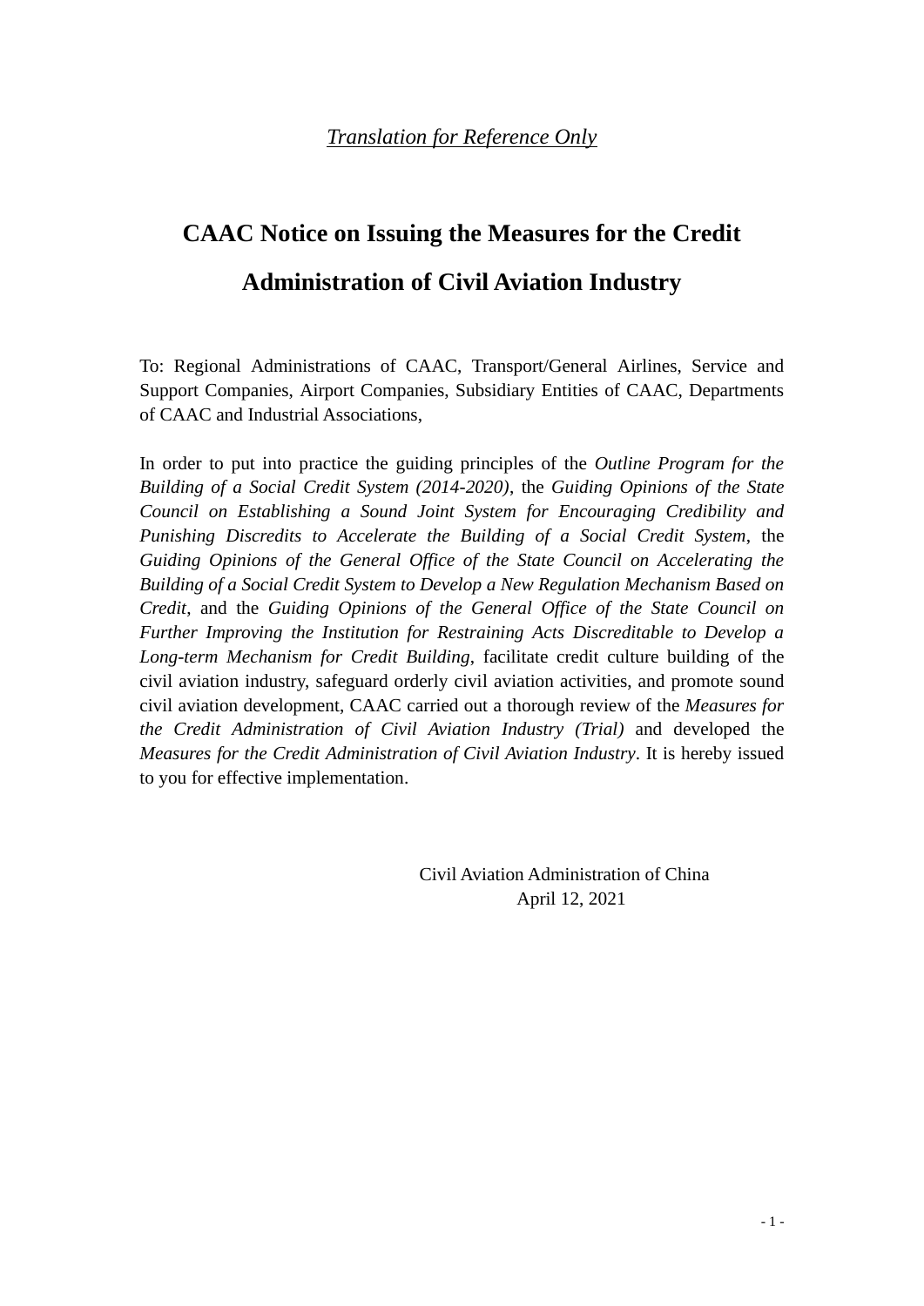*Translation for Reference Only*

# CAAC Notice on Issuing the Measures for the Credit Administration of Civil Aviation Industry

To: Regional Administrations of CAAC, Transport/General Airlines, Service and Support Companies, Airport Companies, Subsidiary Entities of CAAC, Departments of CAAC and Industrial Associations,

In order to put into practice the guiding principles of the *Outline Program for the Building of a Social Credit System (2014-2020)*, the *Guiding Opinions of the State Council on Establishing a Sound Joint System for Encouraging Credibility and Punishing Discredits to Accelerate the Building of a Social Credit System*, the *Guiding Opinions of the General Office of the State Council on Accelerating the Building of a Social Credit System to Develop a New Regulation Mechanism Based on Credit*, and the *Guiding Opinions of the General Office of the State Council on Further Improving the Institution for Restraining Acts Discreditable to Develop a Long-term Mechanism for Credit Building*, facilitate credit culture building of the civil aviation industry, safeguard orderly civil aviation activities, and promote sound civil aviation development, CAAC carried out a thorough review of the *Measures for the Credit Administration of Civil Aviation Industry (Trial)* and developed the *Measures for the Credit Administration of Civil Aviation Industry*. It is hereby issued to you for effective implementation.

Civil Aviation Administration of China
April 12, 2021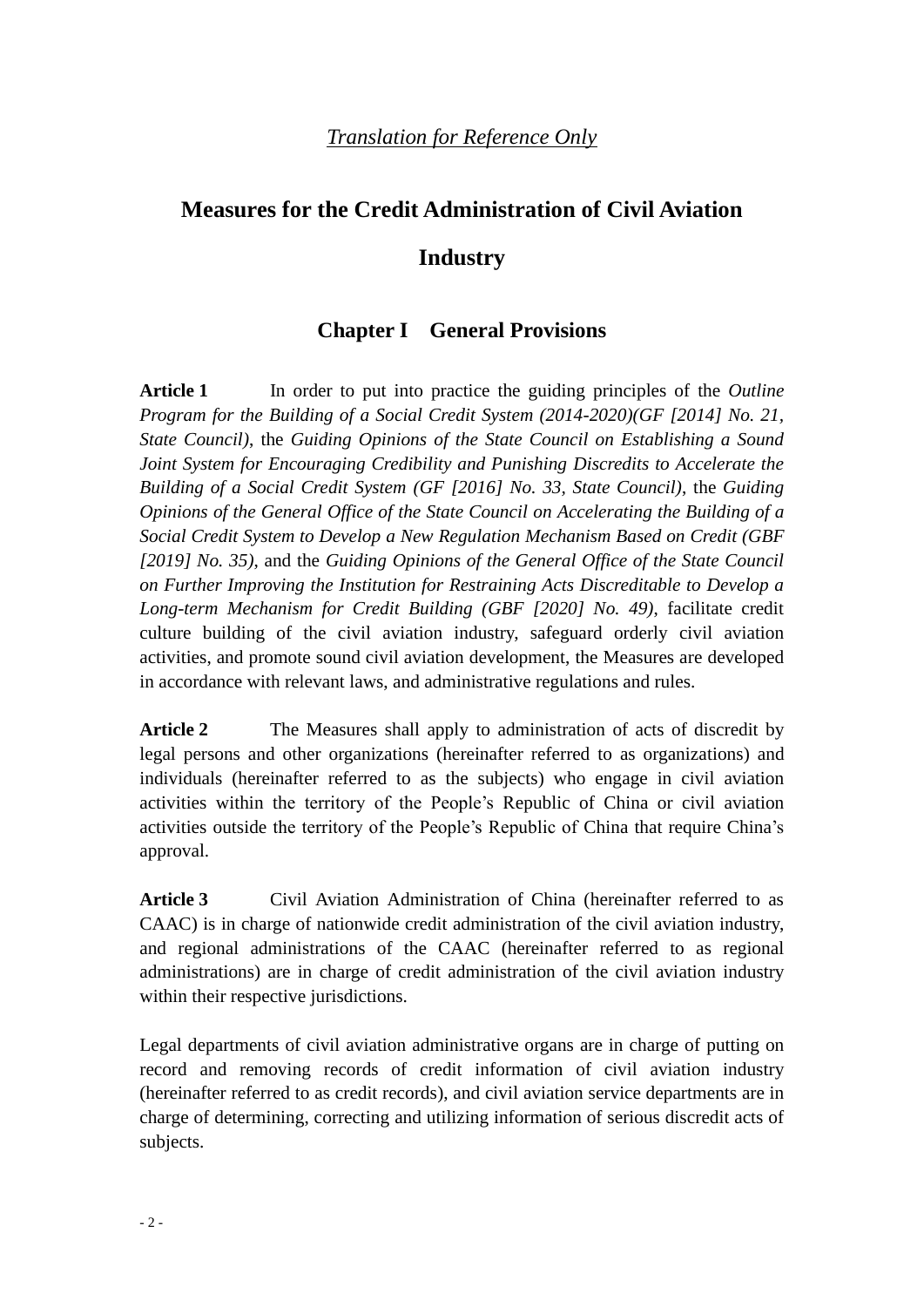*Translation for Reference Only*

# Measures for the Credit Administration of Civil Aviation Industry

## Chapter I General Provisions

**Article 1** In order to put into practice the guiding principles of the *Outline Program for the Building of a Social Credit System (2014-2020)(GF [2014] No. 21, State Council)*, the *Guiding Opinions of the State Council on Establishing a Sound Joint System for Encouraging Credibility and Punishing Discredits to Accelerate the Building of a Social Credit System (GF [2016] No. 33, State Council)*, the *Guiding Opinions of the General Office of the State Council on Accelerating the Building of a Social Credit System to Develop a New Regulation Mechanism Based on Credit (GBF [2019] No. 35)*, and the *Guiding Opinions of the General Office of the State Council on Further Improving the Institution for Restraining Acts Discreditable to Develop a Long-term Mechanism for Credit Building (GBF [2020] No. 49)*, facilitate credit culture building of the civil aviation industry, safeguard orderly civil aviation activities, and promote sound civil aviation development, the Measures are developed in accordance with relevant laws, and administrative regulations and rules.

**Article 2** The Measures shall apply to administration of acts of discredit by legal persons and other organizations (hereinafter referred to as organizations) and individuals (hereinafter referred to as the subjects) who engage in civil aviation activities within the territory of the People's Republic of China or civil aviation activities outside the territory of the People's Republic of China that require China's approval.

**Article 3** Civil Aviation Administration of China (hereinafter referred to as CAAC) is in charge of nationwide credit administration of the civil aviation industry, and regional administrations of the CAAC (hereinafter referred to as regional administrations) are in charge of credit administration of the civil aviation industry within their respective jurisdictions.

Legal departments of civil aviation administrative organs are in charge of putting on record and removing records of credit information of civil aviation industry (hereinafter referred to as credit records), and civil aviation service departments are in charge of determining, correcting and utilizing information of serious discredit acts of subjects.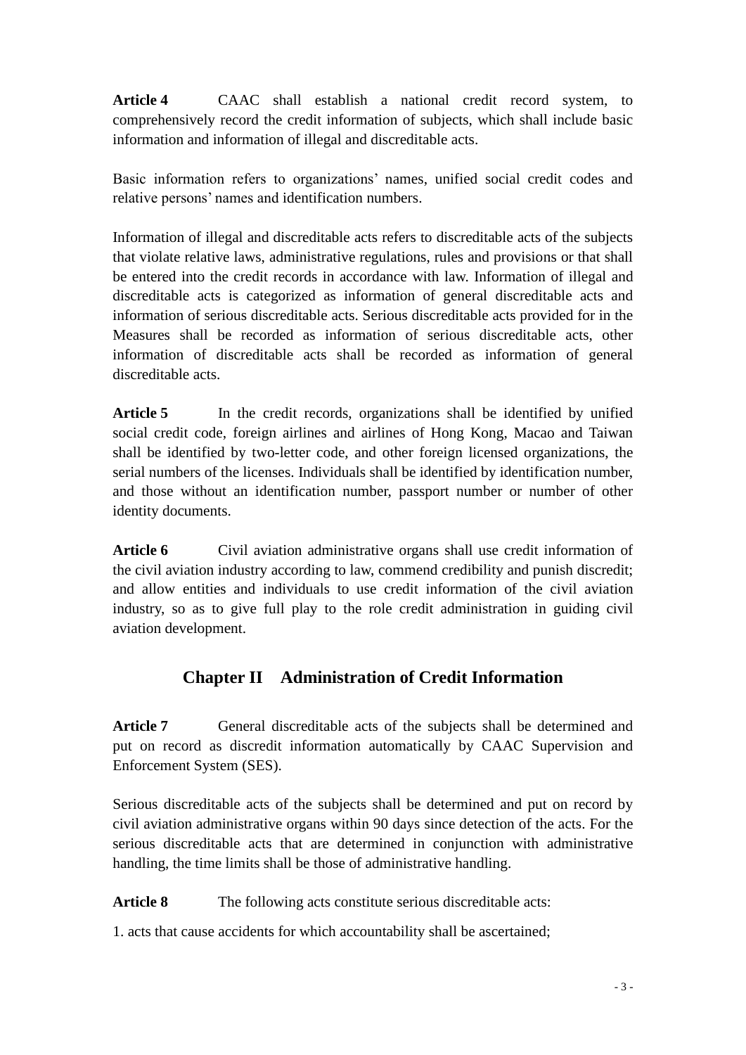**Article 4** CAAC shall establish a national credit record system, to comprehensively record the credit information of subjects, which shall include basic information and information of illegal and discreditable acts.

Basic information refers to organizations' names, unified social credit codes and relative persons' names and identification numbers.

Information of illegal and discreditable acts refers to discreditable acts of the subjects that violate relative laws, administrative regulations, rules and provisions or that shall be entered into the credit records in accordance with law. Information of illegal and discreditable acts is categorized as information of general discreditable acts and information of serious discreditable acts. Serious discreditable acts provided for in the Measures shall be recorded as information of serious discreditable acts, other information of discreditable acts shall be recorded as information of general discreditable acts.

**Article 5** In the credit records, organizations shall be identified by unified social credit code, foreign airlines and airlines of Hong Kong, Macao and Taiwan shall be identified by two-letter code, and other foreign licensed organizations, the serial numbers of the licenses. Individuals shall be identified by identification number, and those without an identification number, passport number or number of other identity documents.

**Article 6** Civil aviation administrative organs shall use credit information of the civil aviation industry according to law, commend credibility and punish discredit; and allow entities and individuals to use credit information of the civil aviation industry, so as to give full play to the role credit administration in guiding civil aviation development.

## Chapter II Administration of Credit Information

**Article 7** General discreditable acts of the subjects shall be determined and put on record as discredit information automatically by CAAC Supervision and Enforcement System (SES).

Serious discreditable acts of the subjects shall be determined and put on record by civil aviation administrative organs within 90 days since detection of the acts. For the serious discreditable acts that are determined in conjunction with administrative handling, the time limits shall be those of administrative handling.

**Article 8** The following acts constitute serious discreditable acts:

1. acts that cause accidents for which accountability shall be ascertained;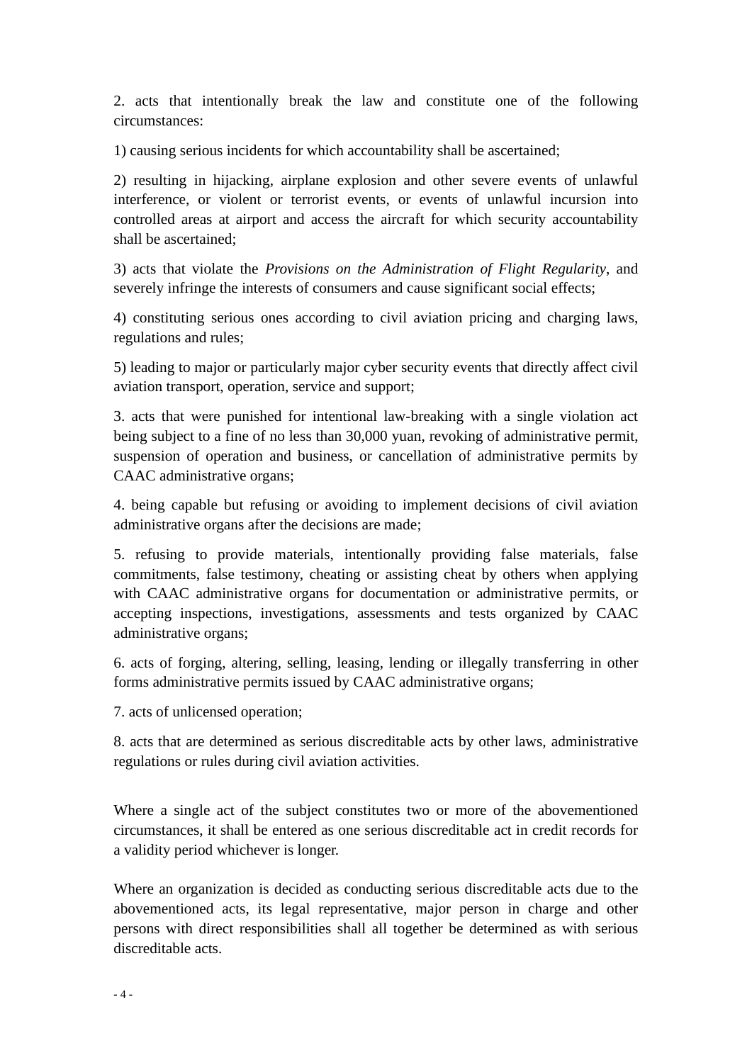2. acts that intentionally break the law and constitute one of the following circumstances:

1) causing serious incidents for which accountability shall be ascertained;

2) resulting in hijacking, airplane explosion and other severe events of unlawful interference, or violent or terrorist events, or events of unlawful incursion into controlled areas at airport and access the aircraft for which security accountability shall be ascertained;

3) acts that violate the *Provisions on the Administration of Flight Regularity*, and severely infringe the interests of consumers and cause significant social effects;

4) constituting serious ones according to civil aviation pricing and charging laws, regulations and rules;

5) leading to major or particularly major cyber security events that directly affect civil aviation transport, operation, service and support;

3. acts that were punished for intentional law-breaking with a single violation act being subject to a fine of no less than 30,000 yuan, revoking of administrative permit, suspension of operation and business, or cancellation of administrative permits by CAAC administrative organs;

4. being capable but refusing or avoiding to implement decisions of civil aviation administrative organs after the decisions are made;

5. refusing to provide materials, intentionally providing false materials, false commitments, false testimony, cheating or assisting cheat by others when applying with CAAC administrative organs for documentation or administrative permits, or accepting inspections, investigations, assessments and tests organized by CAAC administrative organs;

6. acts of forging, altering, selling, leasing, lending or illegally transferring in other forms administrative permits issued by CAAC administrative organs;

7. acts of unlicensed operation;

8. acts that are determined as serious discreditable acts by other laws, administrative regulations or rules during civil aviation activities.

Where a single act of the subject constitutes two or more of the abovementioned circumstances, it shall be entered as one serious discreditable act in credit records for a validity period whichever is longer.

Where an organization is decided as conducting serious discreditable acts due to the abovementioned acts, its legal representative, major person in charge and other persons with direct responsibilities shall all together be determined as with serious discreditable acts.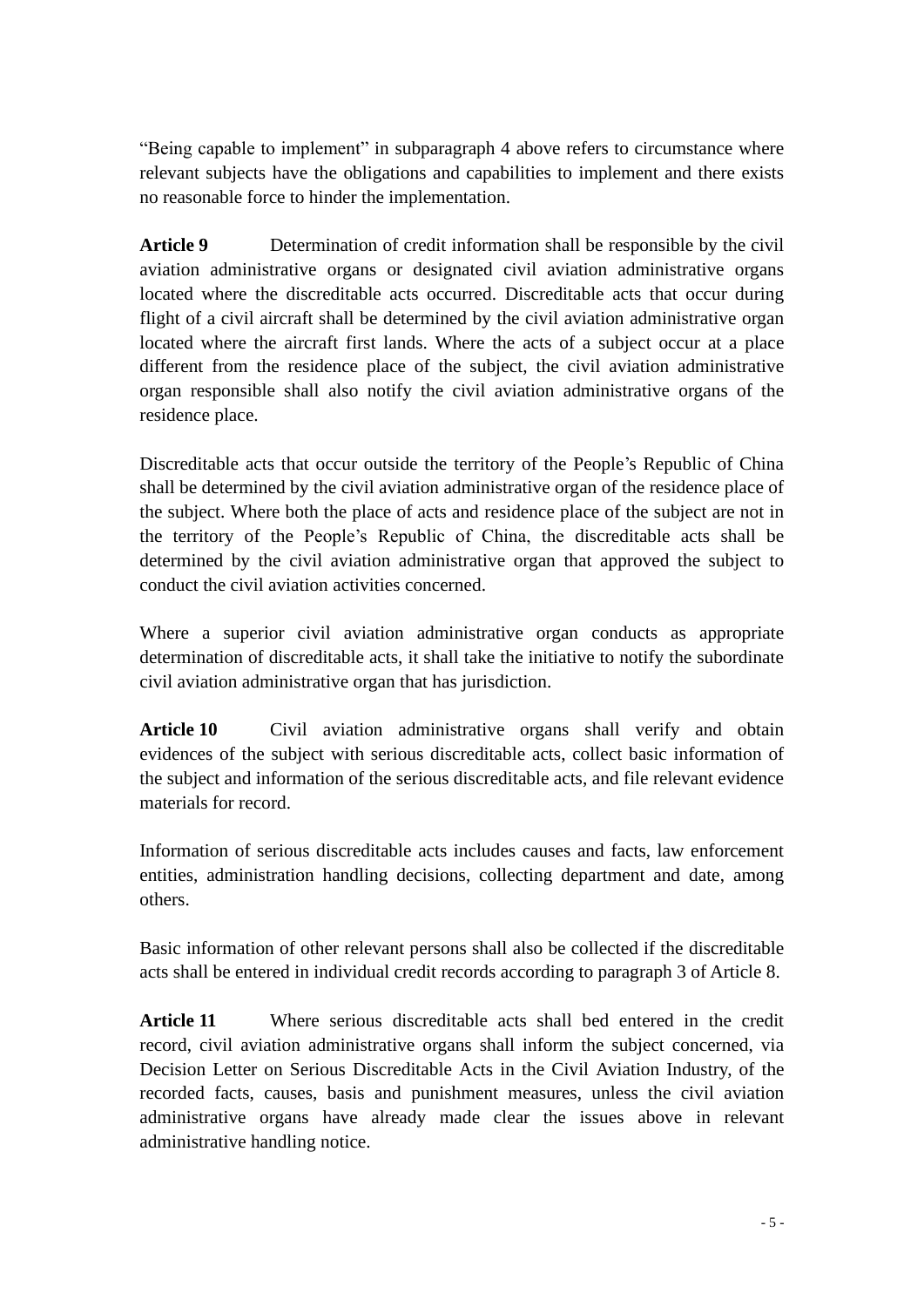"Being capable to implement" in subparagraph 4 above refers to circumstance where relevant subjects have the obligations and capabilities to implement and there exists no reasonable force to hinder the implementation.

**Article 9** Determination of credit information shall be responsible by the civil aviation administrative organs or designated civil aviation administrative organs located where the discreditable acts occurred. Discreditable acts that occur during flight of a civil aircraft shall be determined by the civil aviation administrative organ located where the aircraft first lands. Where the acts of a subject occur at a place different from the residence place of the subject, the civil aviation administrative organ responsible shall also notify the civil aviation administrative organs of the residence place.

Discreditable acts that occur outside the territory of the People's Republic of China shall be determined by the civil aviation administrative organ of the residence place of the subject. Where both the place of acts and residence place of the subject are not in the territory of the People's Republic of China, the discreditable acts shall be determined by the civil aviation administrative organ that approved the subject to conduct the civil aviation activities concerned.

Where a superior civil aviation administrative organ conducts as appropriate determination of discreditable acts, it shall take the initiative to notify the subordinate civil aviation administrative organ that has jurisdiction.

**Article 10** Civil aviation administrative organs shall verify and obtain evidences of the subject with serious discreditable acts, collect basic information of the subject and information of the serious discreditable acts, and file relevant evidence materials for record.

Information of serious discreditable acts includes causes and facts, law enforcement entities, administration handling decisions, collecting department and date, among others.

Basic information of other relevant persons shall also be collected if the discreditable acts shall be entered in individual credit records according to paragraph 3 of Article 8.

**Article 11** Where serious discreditable acts shall bed entered in the credit record, civil aviation administrative organs shall inform the subject concerned, via Decision Letter on Serious Discreditable Acts in the Civil Aviation Industry, of the recorded facts, causes, basis and punishment measures, unless the civil aviation administrative organs have already made clear the issues above in relevant administrative handling notice.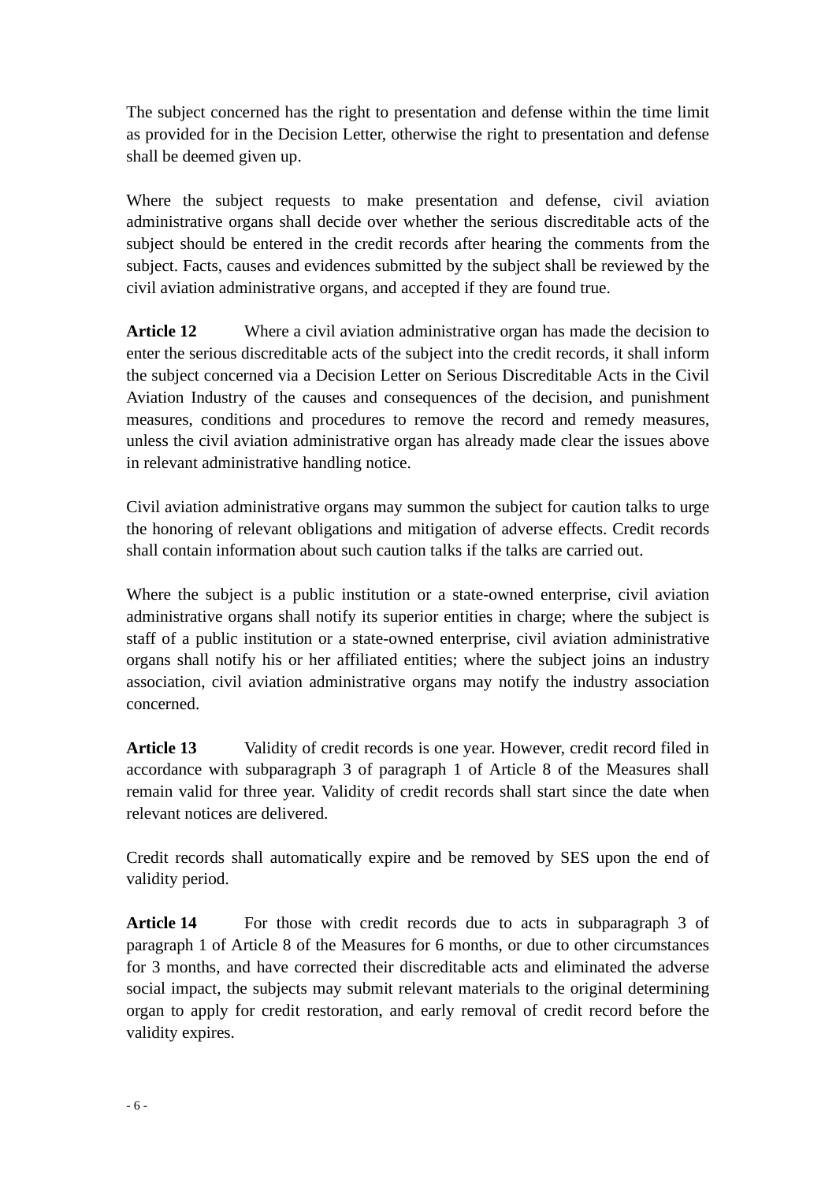The subject concerned has the right to presentation and defense within the time limit as provided for in the Decision Letter, otherwise the right to presentation and defense shall be deemed given up.

Where the subject requests to make presentation and defense, civil aviation administrative organs shall decide over whether the serious discreditable acts of the subject should be entered in the credit records after hearing the comments from the subject. Facts, causes and evidences submitted by the subject shall be reviewed by the civil aviation administrative organs, and accepted if they are found true.

**Article 12** Where a civil aviation administrative organ has made the decision to enter the serious discreditable acts of the subject into the credit records, it shall inform the subject concerned via a Decision Letter on Serious Discreditable Acts in the Civil Aviation Industry of the causes and consequences of the decision, and punishment measures, conditions and procedures to remove the record and remedy measures, unless the civil aviation administrative organ has already made clear the issues above in relevant administrative handling notice.

Civil aviation administrative organs may summon the subject for caution talks to urge the honoring of relevant obligations and mitigation of adverse effects. Credit records shall contain information about such caution talks if the talks are carried out.

Where the subject is a public institution or a state-owned enterprise, civil aviation administrative organs shall notify its superior entities in charge; where the subject is staff of a public institution or a state-owned enterprise, civil aviation administrative organs shall notify his or her affiliated entities; where the subject joins an industry association, civil aviation administrative organs may notify the industry association concerned.

**Article 13** Validity of credit records is one year. However, credit record filed in accordance with subparagraph 3 of paragraph 1 of Article 8 of the Measures shall remain valid for three year. Validity of credit records shall start since the date when relevant notices are delivered.

Credit records shall automatically expire and be removed by SES upon the end of validity period.

**Article 14** For those with credit records due to acts in subparagraph 3 of paragraph 1 of Article 8 of the Measures for 6 months, or due to other circumstances for 3 months, and have corrected their discreditable acts and eliminated the adverse social impact, the subjects may submit relevant materials to the original determining organ to apply for credit restoration, and early removal of credit record before the validity expires.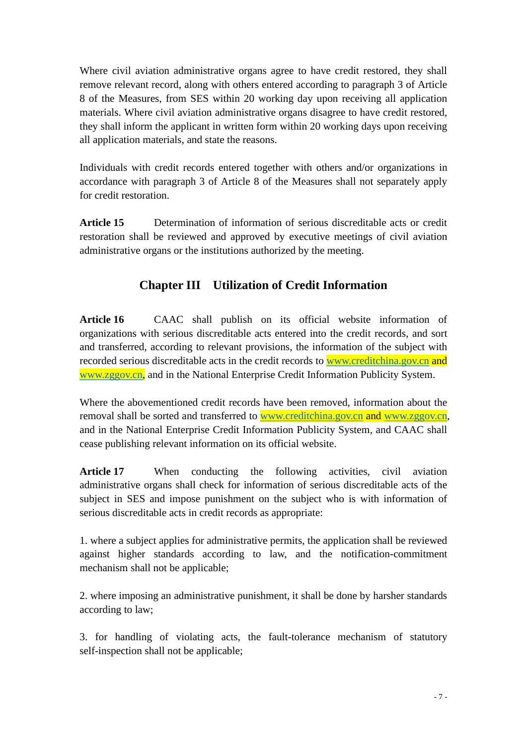Where civil aviation administrative organs agree to have credit restored, they shall remove relevant record, along with others entered according to paragraph 3 of Article 8 of the Measures, from SES within 20 working day upon receiving all application materials. Where civil aviation administrative organs disagree to have credit restored, they shall inform the applicant in written form within 20 working days upon receiving all application materials, and state the reasons.

Individuals with credit records entered together with others and/or organizations in accordance with paragraph 3 of Article 8 of the Measures shall not separately apply for credit restoration.

**Article 15** Determination of information of serious discreditable acts or credit restoration shall be reviewed and approved by executive meetings of civil aviation administrative organs or the institutions authorized by the meeting.

## Chapter III Utilization of Credit Information

**Article 16** CAAC shall publish on its official website information of organizations with serious discreditable acts entered into the credit records, and sort and transferred, according to relevant provisions, the information of the subject with recorded serious discreditable acts in the credit records to www.creditchina.gov.cn and www.zggov.cn, and in the National Enterprise Credit Information Publicity System.

Where the abovementioned credit records have been removed, information about the removal shall be sorted and transferred to www.creditchina.gov.cn and www.zggov.cn, and in the National Enterprise Credit Information Publicity System, and CAAC shall cease publishing relevant information on its official website.

**Article 17** When conducting the following activities, civil aviation administrative organs shall check for information of serious discreditable acts of the subject in SES and impose punishment on the subject who is with information of serious discreditable acts in credit records as appropriate:

1. where a subject applies for administrative permits, the application shall be reviewed against higher standards according to law, and the notification-commitment mechanism shall not be applicable;

2. where imposing an administrative punishment, it shall be done by harsher standards according to law;

3. for handling of violating acts, the fault-tolerance mechanism of statutory self-inspection shall not be applicable;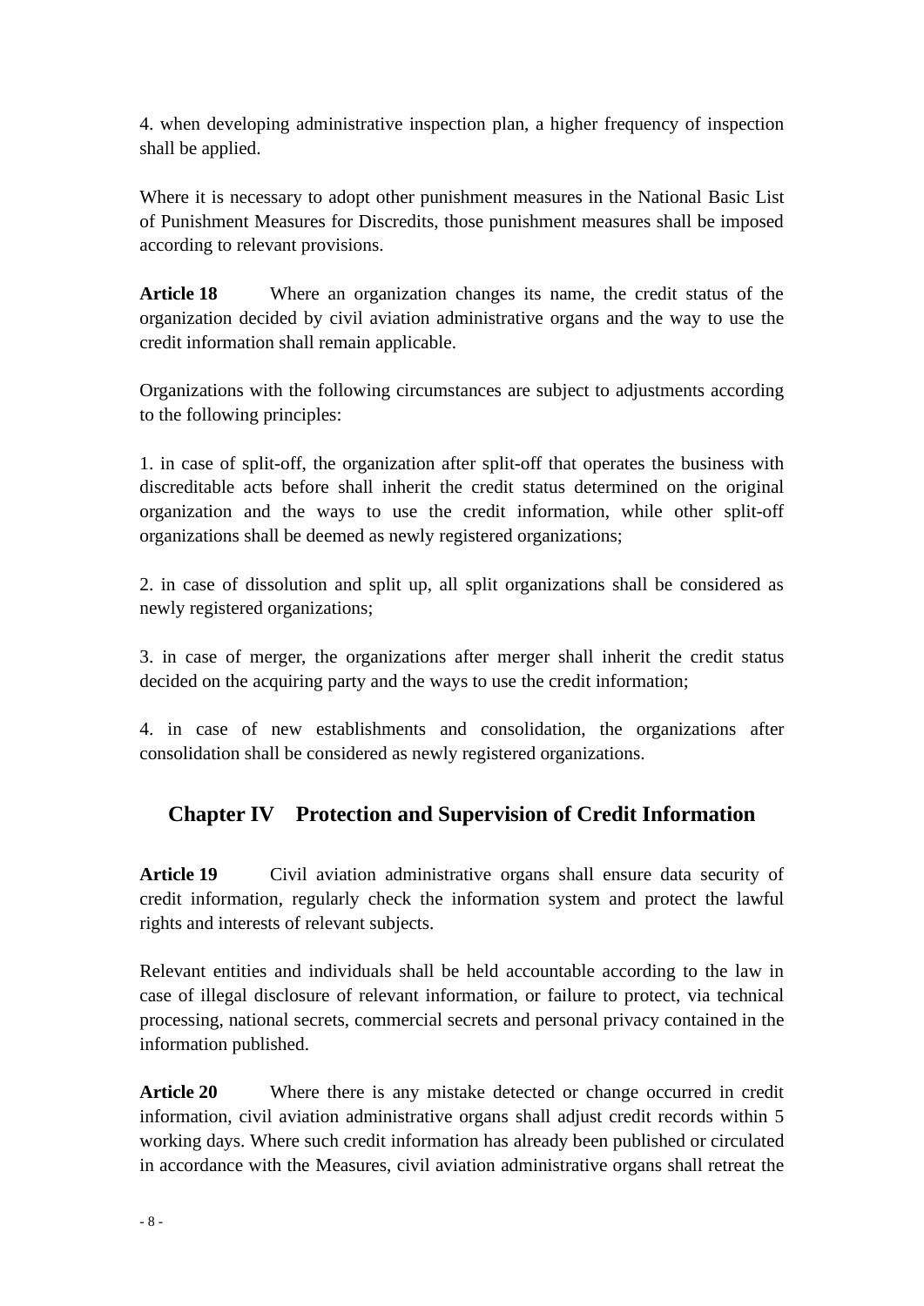4. when developing administrative inspection plan, a higher frequency of inspection shall be applied.

Where it is necessary to adopt other punishment measures in the National Basic List of Punishment Measures for Discredits, those punishment measures shall be imposed according to relevant provisions.

**Article 18** Where an organization changes its name, the credit status of the organization decided by civil aviation administrative organs and the way to use the credit information shall remain applicable.

Organizations with the following circumstances are subject to adjustments according to the following principles:

1. in case of split-off, the organization after split-off that operates the business with discreditable acts before shall inherit the credit status determined on the original organization and the ways to use the credit information, while other split-off organizations shall be deemed as newly registered organizations;

2. in case of dissolution and split up, all split organizations shall be considered as newly registered organizations;

3. in case of merger, the organizations after merger shall inherit the credit status decided on the acquiring party and the ways to use the credit information;

4. in case of new establishments and consolidation, the organizations after consolidation shall be considered as newly registered organizations.

## Chapter IV Protection and Supervision of Credit Information

**Article 19** Civil aviation administrative organs shall ensure data security of credit information, regularly check the information system and protect the lawful rights and interests of relevant subjects.

Relevant entities and individuals shall be held accountable according to the law in case of illegal disclosure of relevant information, or failure to protect, via technical processing, national secrets, commercial secrets and personal privacy contained in the information published.

**Article 20** Where there is any mistake detected or change occurred in credit information, civil aviation administrative organs shall adjust credit records within 5 working days. Where such credit information has already been published or circulated in accordance with the Measures, civil aviation administrative organs shall retreat the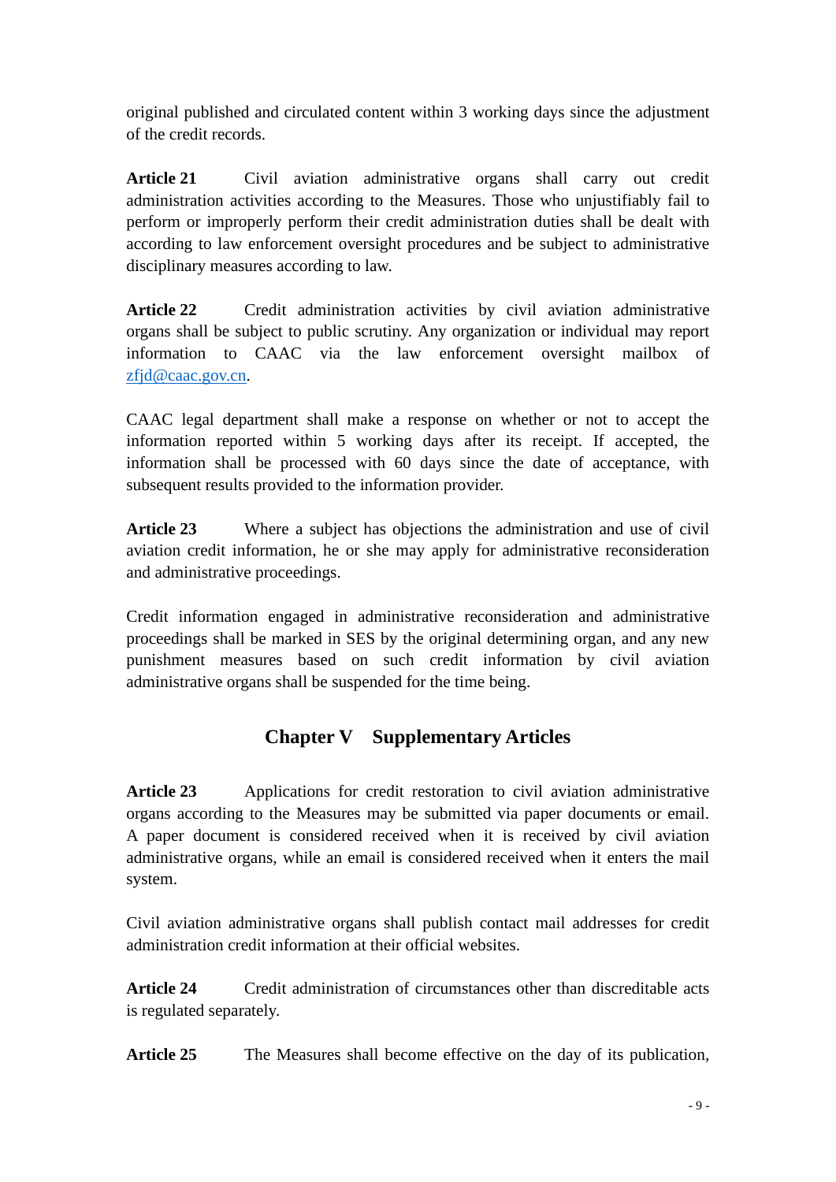original published and circulated content within 3 working days since the adjustment of the credit records.

**Article 21** Civil aviation administrative organs shall carry out credit administration activities according to the Measures. Those who unjustifiably fail to perform or improperly perform their credit administration duties shall be dealt with according to law enforcement oversight procedures and be subject to administrative disciplinary measures according to law.

**Article 22** Credit administration activities by civil aviation administrative organs shall be subject to public scrutiny. Any organization or individual may report information to CAAC via the law enforcement oversight mailbox of zfjd@caac.gov.cn.

CAAC legal department shall make a response on whether or not to accept the information reported within 5 working days after its receipt. If accepted, the information shall be processed with 60 days since the date of acceptance, with subsequent results provided to the information provider.

**Article 23** Where a subject has objections the administration and use of civil aviation credit information, he or she may apply for administrative reconsideration and administrative proceedings.

Credit information engaged in administrative reconsideration and administrative proceedings shall be marked in SES by the original determining organ, and any new punishment measures based on such credit information by civil aviation administrative organs shall be suspended for the time being.

## Chapter V Supplementary Articles

**Article 23** Applications for credit restoration to civil aviation administrative organs according to the Measures may be submitted via paper documents or email. A paper document is considered received when it is received by civil aviation administrative organs, while an email is considered received when it enters the mail system.

Civil aviation administrative organs shall publish contact mail addresses for credit administration credit information at their official websites.

**Article 24** Credit administration of circumstances other than discreditable acts is regulated separately.

**Article 25** The Measures shall become effective on the day of its publication,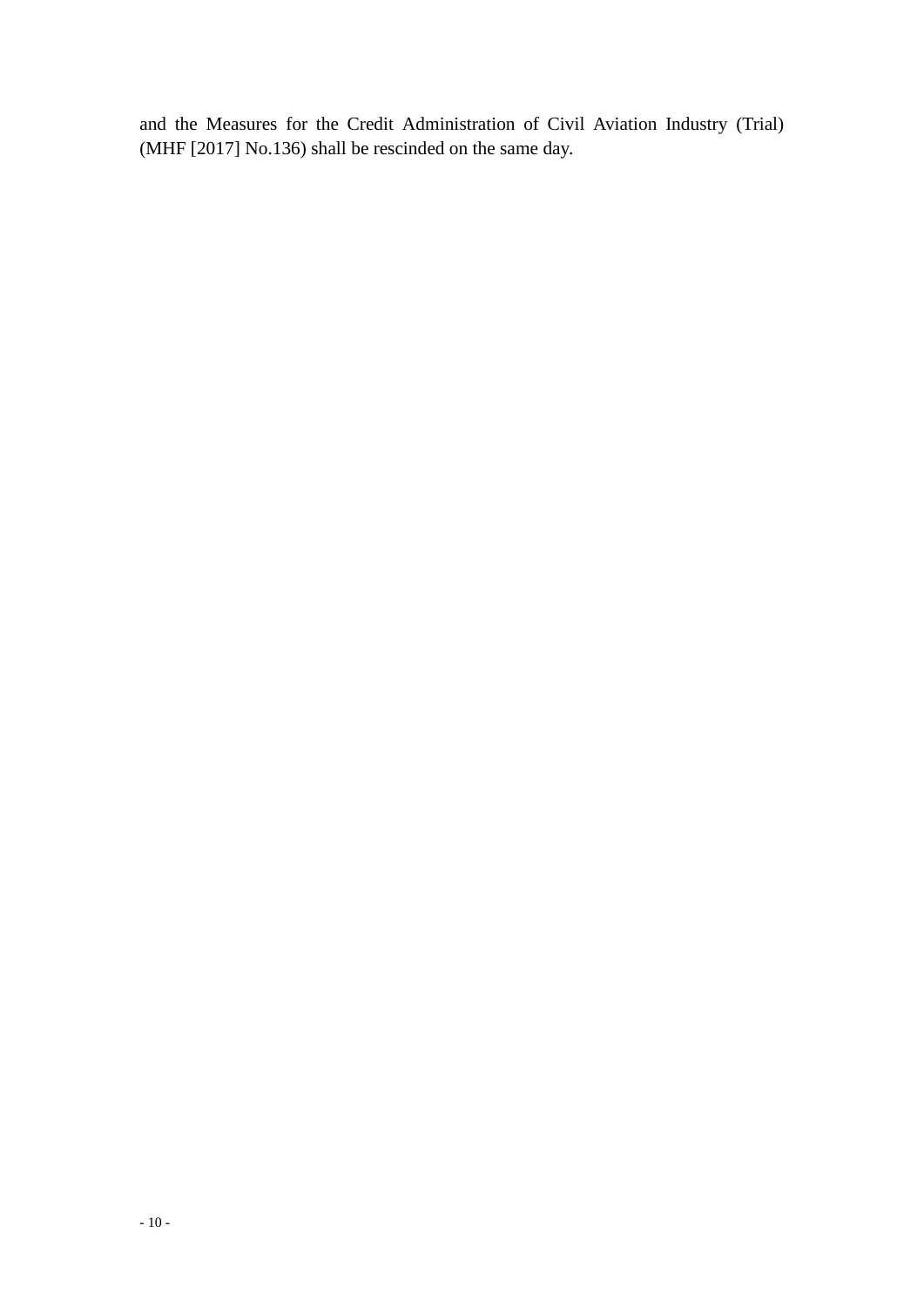and the Measures for the Credit Administration of Civil Aviation Industry (Trial) (MHF [2017] No.136) shall be rescinded on the same day.